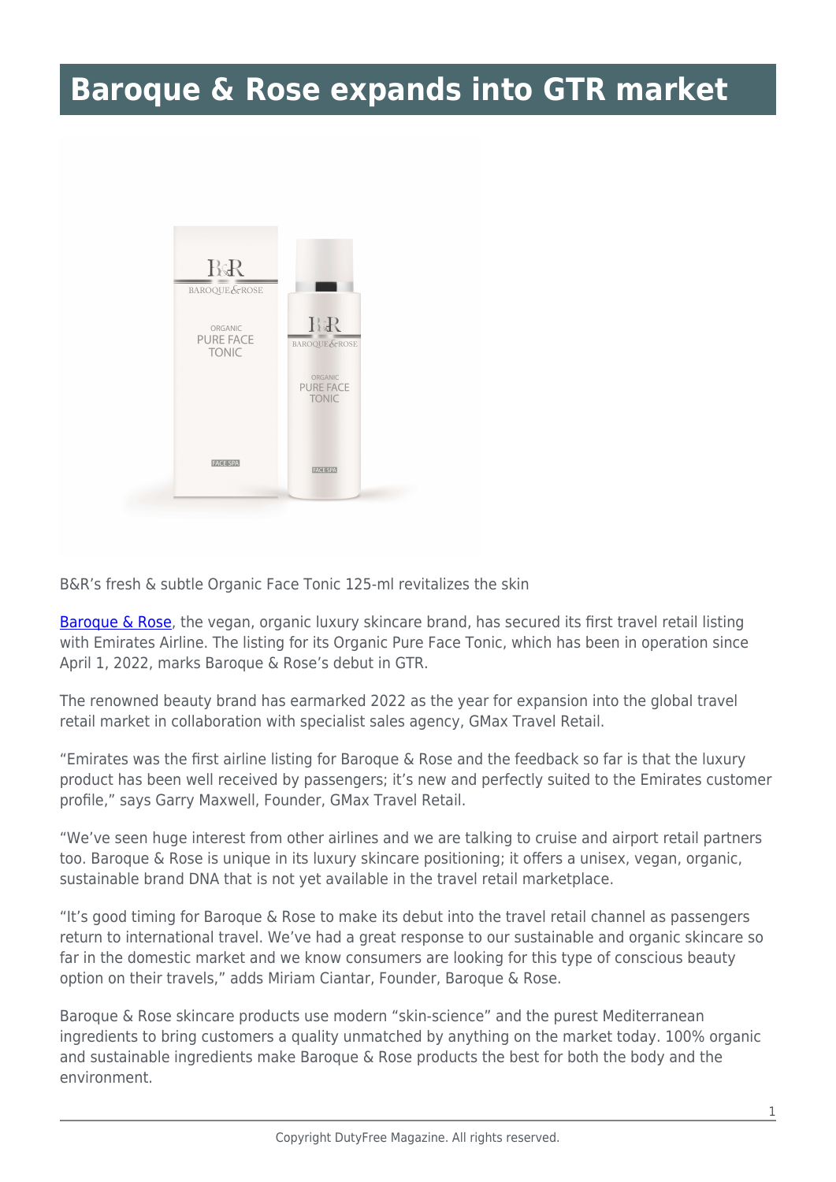# Baroque & Rose expands into GTR market

B&R's fresh & subtle Organic Face Tonic 125-ml revitalizes the skin

Baroque & Rose, the vegan, organic luxury skincare brand, has secured its first travel retail listing with Emirates Airline. The listing for its Organic Pure Face Tonic, which has been in operation since April 1, 2022, marks Baroque & Rose's debut in GTR.

The renowned beauty brand has earmarked 2022 as the year for expansion into the global travel retail market in collaboration with specialist sales agency, GMax Travel Retail.

"Emirates was the first airline listing for Baroque & Rose and the feedback so far is that the luxury product has been well received by passengers; it's new and perfectly suited to the Emirates customer profile," says Garry Maxwell, Founder, GMax Travel Retail.

"We've seen huge interest from other airlines and we are talking to cruise and airport retail partners too. Baroque & Rose is unique in its luxury skincare positioning; it offers a unisex, vegan, organic, sustainable brand DNA that is not yet available in the travel retail marketplace.

"It's good timing for Baroque & Rose to make its debut into the travel retail channel as passengers return to international travel. We've had a great response to our sustainable and organic skincare so far in the domestic market and we know consumers are looking for this type of conscious beauty option on their travels," adds Miriam Ciantar, Founder, Baroque & Rose.

Baroque & Rose skincare products use modern "skin-science" and the purest Mediterranean ingredients to bring customers a quality unmatched by anything on the market today. 100% organic and sustainable ingredients make Baroque & Rose products the best for both the body and the environment.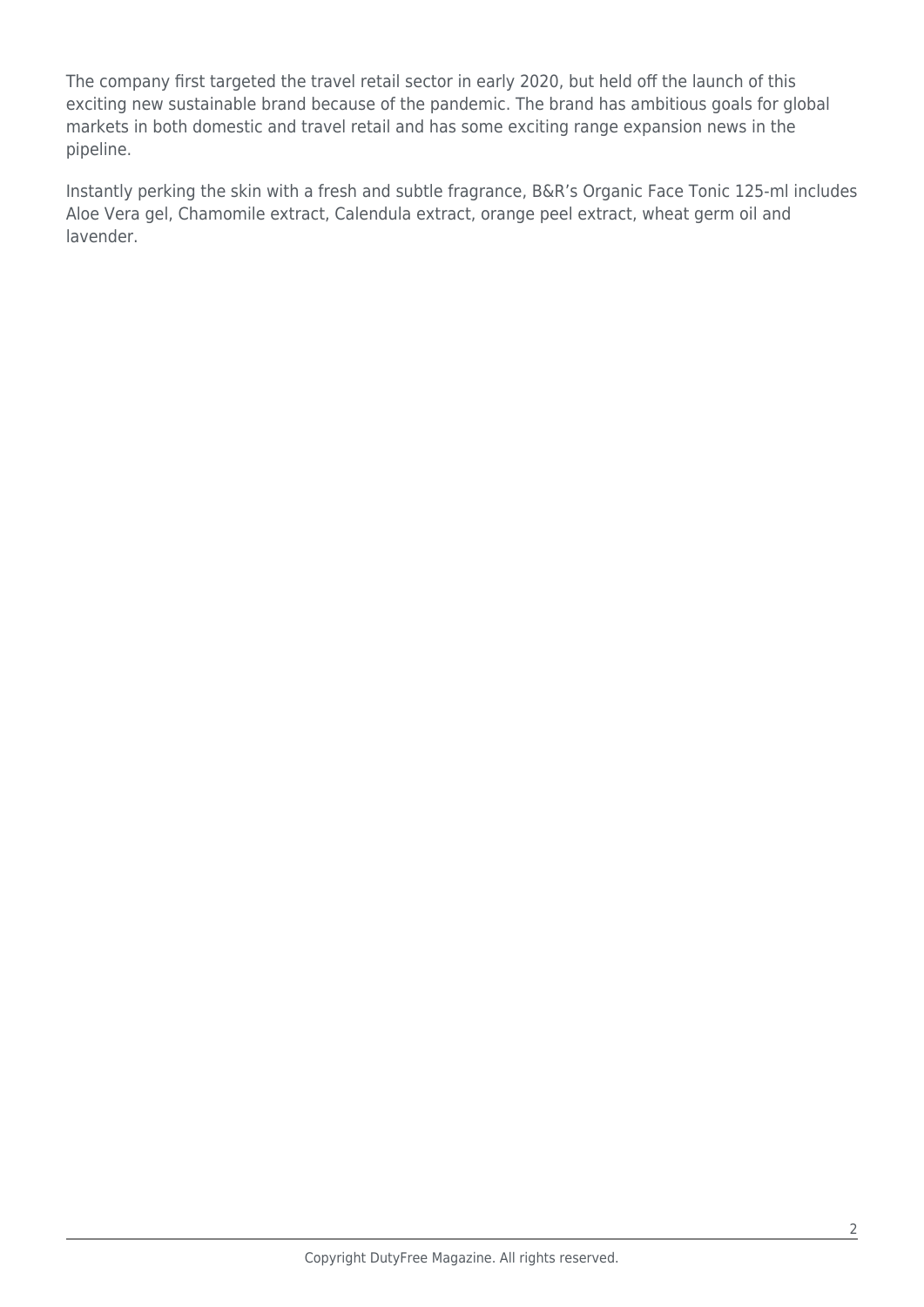The company first targeted the travel retail sector in early 2020, but held off the launch of this exciting new sustainable brand because of the pandemic. The brand has ambitious goals for global markets in both domestic and travel retail and has some exciting range expansion news in the pipeline.

Instantly perking the skin with a fresh and subtle fragrance, B&R's Organic Face Tonic 125-ml includes Aloe Vera gel, Chamomile extract, Calendula extract, orange peel extract, wheat germ oil and lavender.